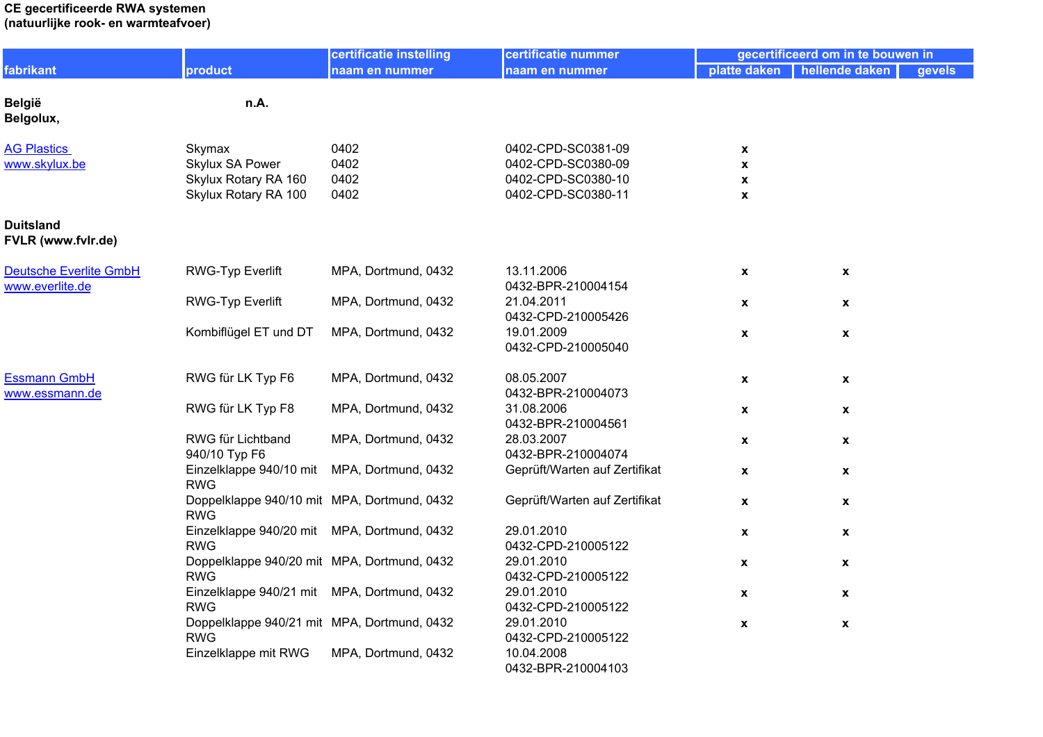**CE gecertificeerde RWA systemen**
**(natuurlijke rook- en warmteafvoer)**

| fabrikant | product | certificatie instelling naam en nummer | certificatie nummer naam en nummer | gecertificeerd om in te bouwen in | | |
|---|---|---|---|---|---|---|
| | | | | platte daken | hellende daken | gevels |
| **België** **Belgolux,** | **n.A.** | | | | | |
| AG Plastics www.skylux.be | Skymax | 0402 | 0402-CPD-SC0381-09 | x | | |
| | Skylux SA Power | 0402 | 0402-CPD-SC0380-09 | x | | |
| | Skylux Rotary RA 160 | 0402 | 0402-CPD-SC0380-10 | x | | |
| | Skylux Rotary RA 100 | 0402 | 0402-CPD-SC0380-11 | x | | |
| **Duitsland** **FVLR (www.fvlr.de)** | | | | | | |
| Deutsche Everlite GmbH www.everlite.de | RWG-Typ Everlift | MPA, Dortmund, 0432 | 13.11.2006 0432-BPR-210004154 | x | x | |
| | RWG-Typ Everlift | MPA, Dortmund, 0432 | 21.04.2011 0432-CPD-210005426 | x | x | |
| | Kombiflügel ET und DT | MPA, Dortmund, 0432 | 19.01.2009 0432-CPD-210005040 | x | x | |
| Essmann GmbH www.essmann.de | RWG für LK Typ F6 | MPA, Dortmund, 0432 | 08.05.2007 0432-BPR-210004073 | x | x | |
| | RWG für LK Typ F8 | MPA, Dortmund, 0432 | 31.08.2006 0432-BPR-210004561 | x | x | |
| | RWG für Lichtband 940/10 Typ F6 | MPA, Dortmund, 0432 | 28.03.2007 0432-BPR-210004074 | x | x | |
| | Einzelklappe 940/10 mit RWG | MPA, Dortmund, 0432 | Geprüft/Warten auf Zertifikat | x | x | |
| | Doppelklappe 940/10 mit RWG | MPA, Dortmund, 0432 | Geprüft/Warten auf Zertifikat | x | x | |
| | Einzelklappe 940/20 mit RWG | MPA, Dortmund, 0432 | 29.01.2010 0432-CPD-210005122 | x | x | |
| | Doppelklappe 940/20 mit RWG | MPA, Dortmund, 0432 | 29.01.2010 0432-CPD-210005122 | x | x | |
| | Einzelklappe 940/21 mit RWG | MPA, Dortmund, 0432 | 29.01.2010 0432-CPD-210005122 | x | x | |
| | Doppelklappe 940/21 mit RWG | MPA, Dortmund, 0432 | 29.01.2010 0432-CPD-210005122 | x | x | |
| | Einzelklappe mit RWG | MPA, Dortmund, 0432 | 10.04.2008 0432-BPR-210004103 | | | |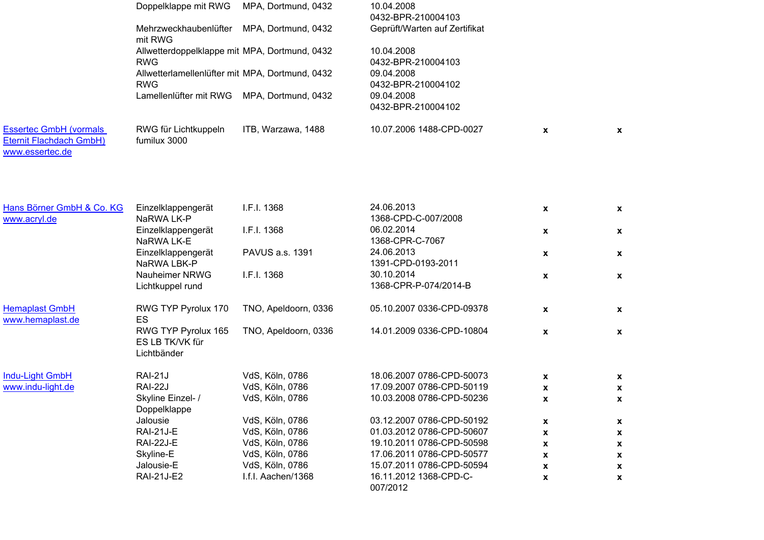| | | | | | |
|---|---|---|---|---|---|
| | Doppelklappe mit RWG | MPA, Dortmund, 0432 | 10.04.2008 0432-BPR-210004103 | | |
| | Mehrzweckhaubenlüfter mit RWG | MPA, Dortmund, 0432 | Geprüft/Warten auf Zertifikat | | |
| | Allwetterdoppelklappe mit RWG | MPA, Dortmund, 0432 | 10.04.2008 0432-BPR-210004103 | | |
| | Allwetterlamellenlüfter mit RWG | MPA, Dortmund, 0432 | 09.04.2008 0432-BPR-210004102 | | |
| | Lamellenlüfter mit RWG | MPA, Dortmund, 0432 | 09.04.2008 0432-BPR-210004102 | | |
| Essertec GmbH (vormals Eternit Flachdach GmbH) www.essertec.de | RWG für Lichtkuppeln fumilux 3000 | ITB, Warzawa, 1488 | 10.07.2006 1488-CPD-0027 | x | x |
| Hans Börner GmbH & Co. KG www.acryl.de | Einzelklappengerät NaRWA LK-P | I.F.I. 1368 | 24.06.2013 1368-CPD-C-007/2008 | x | x |
| | Einzelklappengerät NaRWA LK-E | I.F.I. 1368 | 06.02.2014 1368-CPR-C-7067 | x | x |
| | Einzelklappengerät NaRWA LBK-P | PAVUS a.s. 1391 | 24.06.2013 1391-CPD-0193-2011 | x | x |
| | Nauheimer NRWG Lichtkuppel rund | I.F.I. 1368 | 30.10.2014 1368-CPR-P-074/2014-B | x | x |
| Hemaplast GmbH www.hemaplast.de | RWG TYP Pyrolux 170 ES | TNO, Apeldoorn, 0336 | 05.10.2007 0336-CPD-09378 | x | x |
| | RWG TYP Pyrolux 165 ES LB TK/VK für Lichtbänder | TNO, Apeldoorn, 0336 | 14.01.2009 0336-CPD-10804 | x | x |
| Indu-Light GmbH www.indu-light.de | RAI-21J | VdS, Köln, 0786 | 18.06.2007 0786-CPD-50073 | x | x |
| | RAI-22J | VdS, Köln, 0786 | 17.09.2007 0786-CPD-50119 | x | x |
| | Skyline Einzel- / Doppelklappe | VdS, Köln, 0786 | 10.03.2008 0786-CPD-50236 | x | x |
| | Jalousie | VdS, Köln, 0786 | 03.12.2007 0786-CPD-50192 | x | x |
| | RAI-21J-E | VdS, Köln, 0786 | 01.03.2012 0786-CPD-50607 | x | x |
| | RAI-22J-E | VdS, Köln, 0786 | 19.10.2011 0786-CPD-50598 | x | x |
| | Skyline-E | VdS, Köln, 0786 | 17.06.2011 0786-CPD-50577 | x | x |
| | Jalousie-E | VdS, Köln, 0786 | 15.07.2011 0786-CPD-50594 | x | x |
| | RAI-21J-E2 | I.f.I. Aachen/1368 | 16.11.2012 1368-CPD-C-007/2012 | x | x |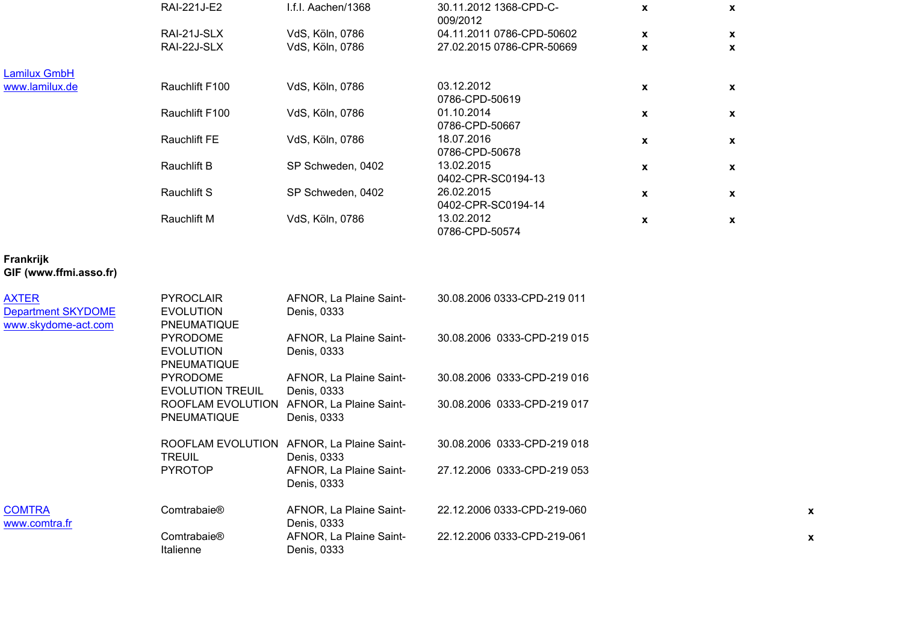| | | | | | | |
|---|---|---|---|---|---|---|
| | RAI-221J-E2 | I.f.I. Aachen/1368 | 30.11.2012 1368-CPD-C-009/2012 | x | x | |
| | RAI-21J-SLX | VdS, Köln, 0786 | 04.11.2011 0786-CPD-50602 | x | x | |
| | RAI-22J-SLX | VdS, Köln, 0786 | 27.02.2015 0786-CPR-50669 | x | x | |
| Lamilux GmbH www.lamilux.de | Rauchlift F100 | VdS, Köln, 0786 | 03.12.2012 0786-CPD-50619 | x | x | |
| | Rauchlift F100 | VdS, Köln, 0786 | 01.10.2014 0786-CPD-50667 | x | x | |
| | Rauchlift FE | VdS, Köln, 0786 | 18.07.2016 0786-CPD-50678 | x | x | |
| | Rauchlift B | SP Schweden, 0402 | 13.02.2015 0402-CPR-SC0194-13 | x | x | |
| | Rauchlift S | SP Schweden, 0402 | 26.02.2015 0402-CPR-SC0194-14 | x | x | |
| | Rauchlift M | VdS, Köln, 0786 | 13.02.2012 0786-CPD-50574 | x | x | |

**Frankrijk**
**GIF (www.ffmi.asso.fr)**

| | | | | | | |
|---|---|---|---|---|---|---|
| AXTER Department SKYDOME www.skydome-act.com | PYROCLAIR EVOLUTION PNEUMATIQUE | AFNOR, La Plaine Saint-Denis, 0333 | 30.08.2006 0333-CPD-219 011 | | | |
| | PYRODOME EVOLUTION PNEUMATIQUE | AFNOR, La Plaine Saint-Denis, 0333 | 30.08.2006 0333-CPD-219 015 | | | |
| | PYRODOME EVOLUTION TREUIL | AFNOR, La Plaine Saint-Denis, 0333 | 30.08.2006 0333-CPD-219 016 | | | |
| | ROOFLAM EVOLUTION PNEUMATIQUE | AFNOR, La Plaine Saint-Denis, 0333 | 30.08.2006 0333-CPD-219 017 | | | |
| | ROOFLAM EVOLUTION TREUIL | AFNOR, La Plaine Saint-Denis, 0333 | 30.08.2006 0333-CPD-219 018 | | | |
| | PYROTOP | AFNOR, La Plaine Saint-Denis, 0333 | 27.12.2006 0333-CPD-219 053 | | | |
| COMTRA www.comtra.fr | Comtrabaie® | AFNOR, La Plaine Saint-Denis, 0333 | 22.12.2006 0333-CPD-219-060 | | | x |
| | Comtrabaie® Italienne | AFNOR, La Plaine Saint-Denis, 0333 | 22.12.2006 0333-CPD-219-061 | | | x |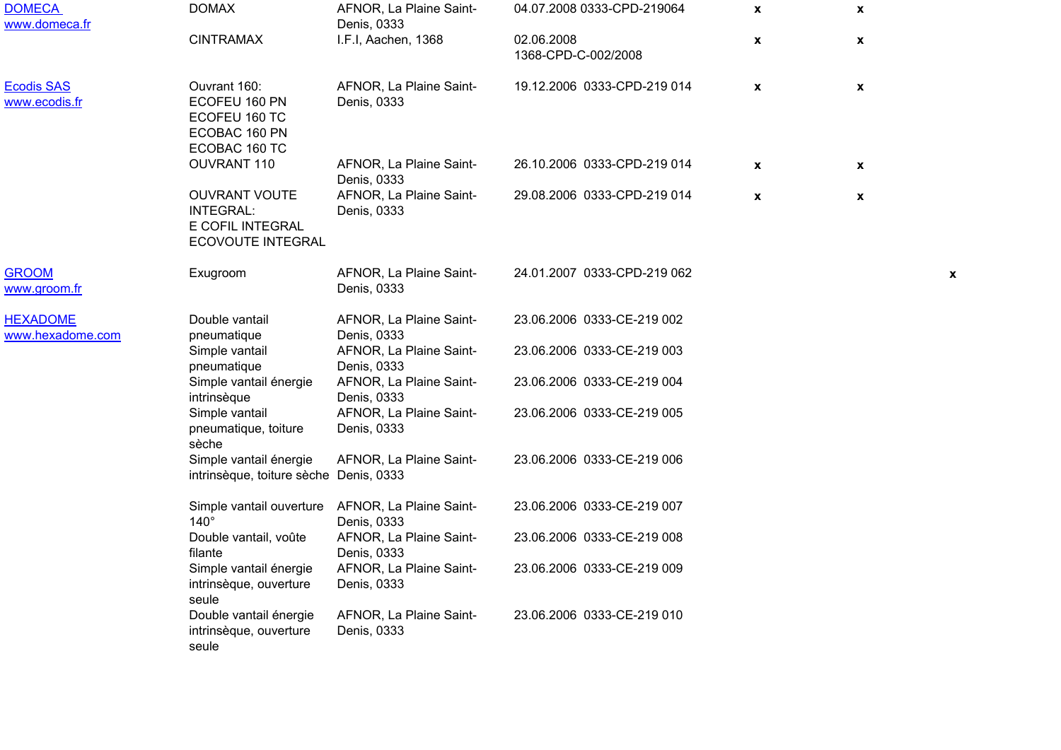| | | | | | | |
|---|---|---|---|---|---|---|
| DOMECA www.domeca.fr | DOMAX | AFNOR, La Plaine Saint-Denis, 0333 | 04.07.2008 0333-CPD-219064 | x | x | |
| | CINTRAMAX | I.F.I, Aachen, 1368 | 02.06.2008 1368-CPD-C-002/2008 | x | x | |
| Ecodis SAS www.ecodis.fr | Ouvrant 160: ECOFEU 160 PN ECOFEU 160 TC ECOBAC 160 PN ECOBAC 160 TC | AFNOR, La Plaine Saint-Denis, 0333 | 19.12.2006 0333-CPD-219 014 | x | x | |
| | OUVRANT 110 | AFNOR, La Plaine Saint-Denis, 0333 | 26.10.2006 0333-CPD-219 014 | x | x | |
| | OUVRANT VOUTE INTEGRAL: E COFIL INTEGRAL ECOVOUTE INTEGRAL | AFNOR, La Plaine Saint-Denis, 0333 | 29.08.2006 0333-CPD-219 014 | x | x | |
| GROOM www.groom.fr | Exugroom | AFNOR, La Plaine Saint-Denis, 0333 | 24.01.2007 0333-CPD-219 062 | | | x |
| HEXADOME www.hexadome.com | Double vantail pneumatique | AFNOR, La Plaine Saint-Denis, 0333 | 23.06.2006 0333-CE-219 002 | | | |
| | Simple vantail pneumatique | AFNOR, La Plaine Saint-Denis, 0333 | 23.06.2006 0333-CE-219 003 | | | |
| | Simple vantail énergie intrinsèque | AFNOR, La Plaine Saint-Denis, 0333 | 23.06.2006 0333-CE-219 004 | | | |
| | Simple vantail pneumatique, toiture sèche | AFNOR, La Plaine Saint-Denis, 0333 | 23.06.2006 0333-CE-219 005 | | | |
| | Simple vantail énergie intrinsèque, toiture sèche | AFNOR, La Plaine Saint-Denis, 0333 | 23.06.2006 0333-CE-219 006 | | | |
| | Simple vantail ouverture 140° | AFNOR, La Plaine Saint-Denis, 0333 | 23.06.2006 0333-CE-219 007 | | | |
| | Double vantail, voûte filante | AFNOR, La Plaine Saint-Denis, 0333 | 23.06.2006 0333-CE-219 008 | | | |
| | Simple vantail énergie intrinsèque, ouverture seule | AFNOR, La Plaine Saint-Denis, 0333 | 23.06.2006 0333-CE-219 009 | | | |
| | Double vantail énergie intrinsèque, ouverture seule | AFNOR, La Plaine Saint-Denis, 0333 | 23.06.2006 0333-CE-219 010 | | | |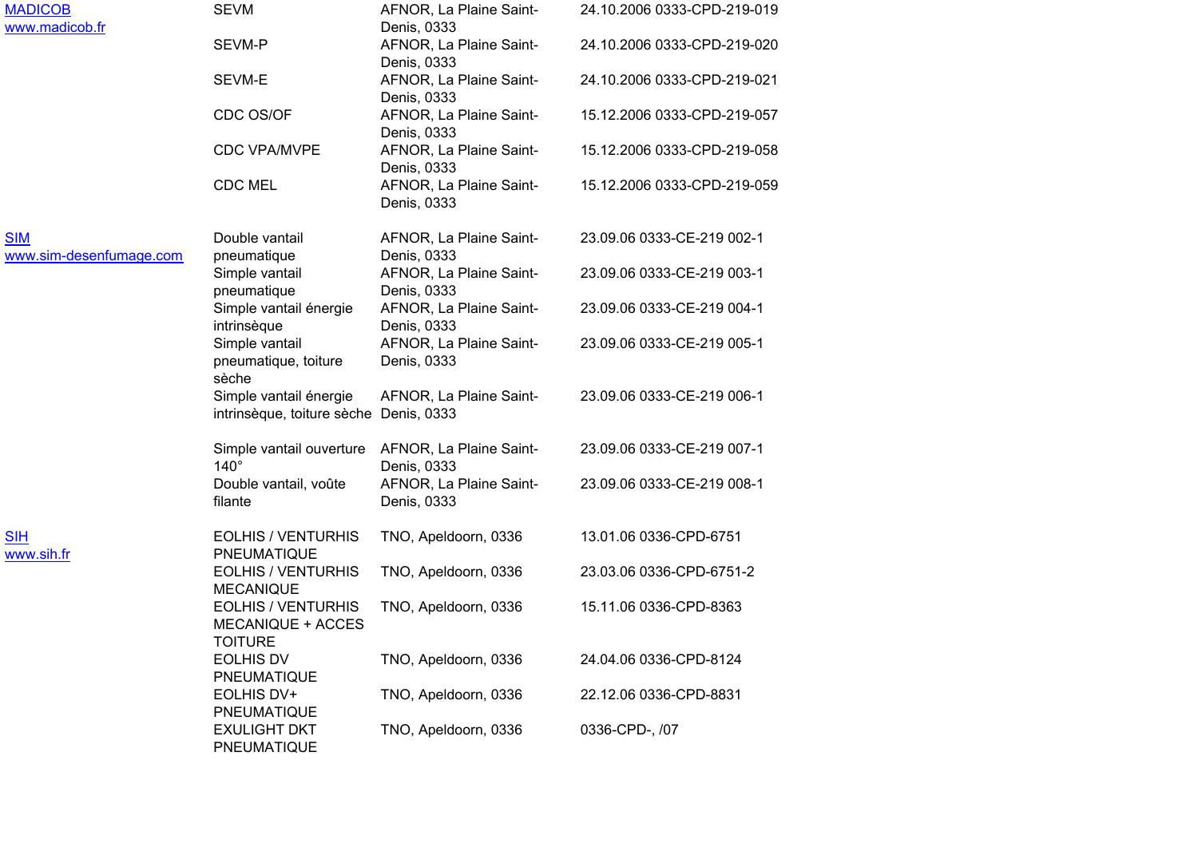| | | | |
|---|---|---|---|
| MADICOB www.madicob.fr | SEVM | AFNOR, La Plaine Saint-Denis, 0333 | 24.10.2006 0333-CPD-219-019 |
| | SEVM-P | AFNOR, La Plaine Saint-Denis, 0333 | 24.10.2006 0333-CPD-219-020 |
| | SEVM-E | AFNOR, La Plaine Saint-Denis, 0333 | 24.10.2006 0333-CPD-219-021 |
| | CDC OS/OF | AFNOR, La Plaine Saint-Denis, 0333 | 15.12.2006 0333-CPD-219-057 |
| | CDC VPA/MVPE | AFNOR, La Plaine Saint-Denis, 0333 | 15.12.2006 0333-CPD-219-058 |
| | CDC MEL | AFNOR, La Plaine Saint-Denis, 0333 | 15.12.2006 0333-CPD-219-059 |
| SIM www.sim-desenfumage.com | Double vantail pneumatique | AFNOR, La Plaine Saint-Denis, 0333 | 23.09.06 0333-CE-219 002-1 |
| | Simple vantail pneumatique | AFNOR, La Plaine Saint-Denis, 0333 | 23.09.06 0333-CE-219 003-1 |
| | Simple vantail énergie intrinsèque | AFNOR, La Plaine Saint-Denis, 0333 | 23.09.06 0333-CE-219 004-1 |
| | Simple vantail pneumatique, toiture sèche | AFNOR, La Plaine Saint-Denis, 0333 | 23.09.06 0333-CE-219 005-1 |
| | Simple vantail énergie intrinsèque, toiture sèche | AFNOR, La Plaine Saint-Denis, 0333 | 23.09.06 0333-CE-219 006-1 |
| | Simple vantail ouverture 140° | AFNOR, La Plaine Saint-Denis, 0333 | 23.09.06 0333-CE-219 007-1 |
| | Double vantail, voûte filante | AFNOR, La Plaine Saint-Denis, 0333 | 23.09.06 0333-CE-219 008-1 |
| SIH www.sih.fr | EOLHIS / VENTURHIS PNEUMATIQUE | TNO, Apeldoorn, 0336 | 13.01.06 0336-CPD-6751 |
| | EOLHIS / VENTURHIS MECANIQUE | TNO, Apeldoorn, 0336 | 23.03.06 0336-CPD-6751-2 |
| | EOLHIS / VENTURHIS MECANIQUE + ACCES TOITURE | TNO, Apeldoorn, 0336 | 15.11.06 0336-CPD-8363 |
| | EOLHIS DV PNEUMATIQUE | TNO, Apeldoorn, 0336 | 24.04.06 0336-CPD-8124 |
| | EOLHIS DV+ PNEUMATIQUE | TNO, Apeldoorn, 0336 | 22.12.06 0336-CPD-8831 |
| | EXULIGHT DKT PNEUMATIQUE | TNO, Apeldoorn, 0336 | 0336-CPD-, /07 |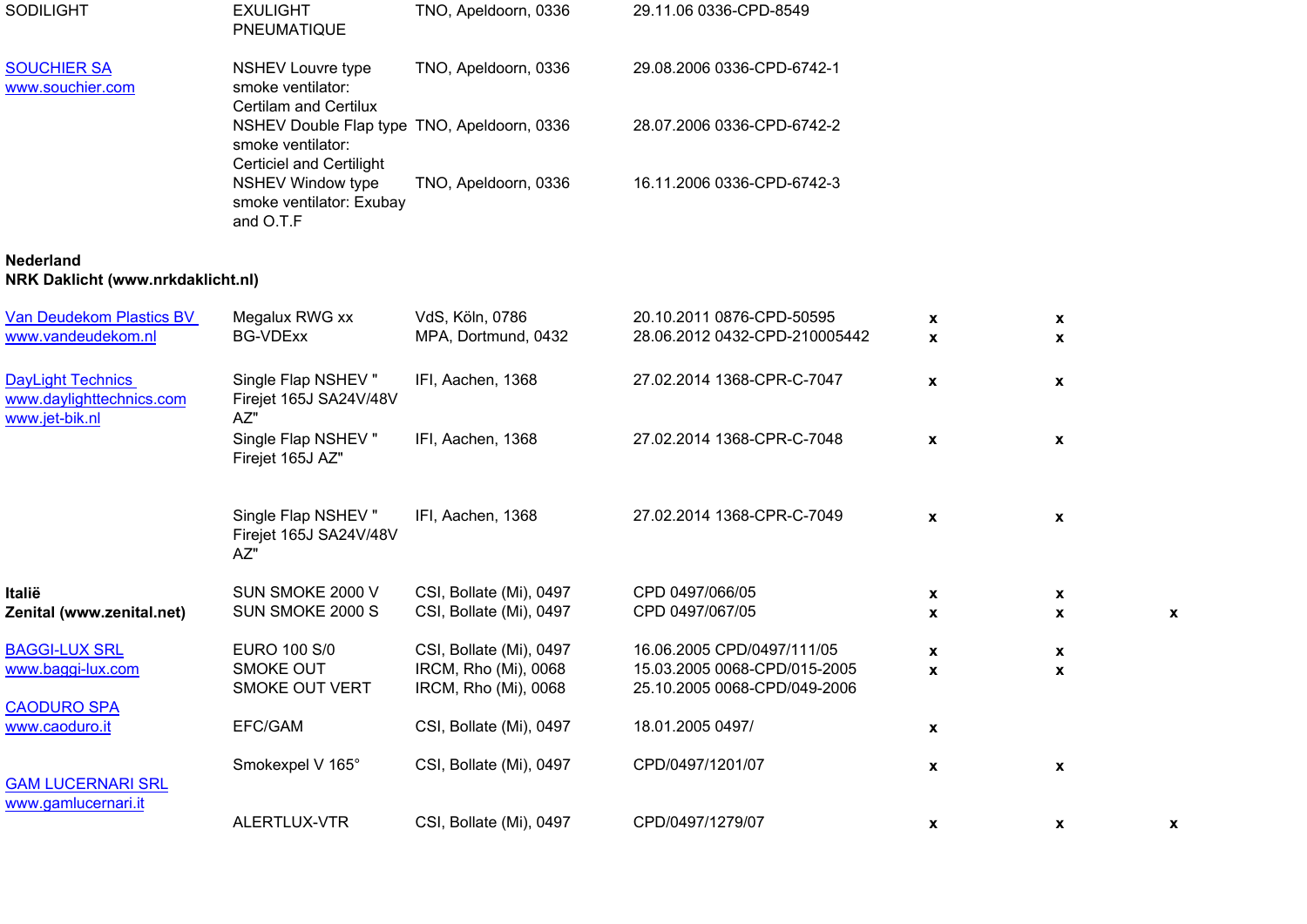| | | | | | | |
|---|---|---|---|---|---|---|
| SODILIGHT | EXULIGHT PNEUMATIQUE | TNO, Apeldoorn, 0336 | 29.11.06 0336-CPD-8549 | | | |
| SOUCHIER SA www.souchier.com | NSHEV Louvre type smoke ventilator: Certilam and Certilux | TNO, Apeldoorn, 0336 | 29.08.2006 0336-CPD-6742-1 | | | |
| | NSHEV Double Flap type smoke ventilator: Certiciel and Certilight | TNO, Apeldoorn, 0336 | 28.07.2006 0336-CPD-6742-2 | | | |
| | NSHEV Window type smoke ventilator: Exubay and O.T.F | TNO, Apeldoorn, 0336 | 16.11.2006 0336-CPD-6742-3 | | | |
| **Nederland** **NRK Daklicht (www.nrkdaklicht.nl)** | | | | | | |
| Van Deudekom Plastics BV www.vandeudekom.nl | Megalux RWG xx | VdS, Köln, 0786 | 20.10.2011 0876-CPD-50595 | x | x | |
| | BG-VDExx | MPA, Dortmund, 0432 | 28.06.2012 0432-CPD-210005442 | x | x | |
| DayLight Technics www.daylighttechnics.com www.jet-bik.nl | Single Flap NSHEV " Firejet 165J SA24V/48V AZ" | IFI, Aachen, 1368 | 27.02.2014 1368-CPR-C-7047 | x | x | |
| | Single Flap NSHEV " Firejet 165J AZ" | IFI, Aachen, 1368 | 27.02.2014 1368-CPR-C-7048 | x | x | |
| | Single Flap NSHEV " Firejet 165J SA24V/48V AZ" | IFI, Aachen, 1368 | 27.02.2014 1368-CPR-C-7049 | x | x | |
| **Italië** **Zenital (www.zenital.net)** | SUN SMOKE 2000 V | CSI, Bollate (Mi), 0497 | CPD 0497/066/05 | x | x | |
| | SUN SMOKE 2000 S | CSI, Bollate (Mi), 0497 | CPD 0497/067/05 | x | x | x |
| BAGGI-LUX SRL www.baggi-lux.com | EURO 100 S/0 | CSI, Bollate (Mi), 0497 | 16.06.2005 CPD/0497/111/05 | x | x | |
| | SMOKE OUT | IRCM, Rho (Mi), 0068 | 15.03.2005 0068-CPD/015-2005 | x | x | |
| | SMOKE OUT VERT | IRCM, Rho (Mi), 0068 | 25.10.2005 0068-CPD/049-2006 | | | |
| CAODURO SPA www.caoduro.it | EFC/GAM | CSI, Bollate (Mi), 0497 | 18.01.2005 0497/ | x | | |
| | Smokexpel V 165° | CSI, Bollate (Mi), 0497 | CPD/0497/1201/07 | x | x | |
| GAM LUCERNARI SRL www.gamlucernari.it | ALERTLUX-VTR | CSI, Bollate (Mi), 0497 | CPD/0497/1279/07 | x | x | x |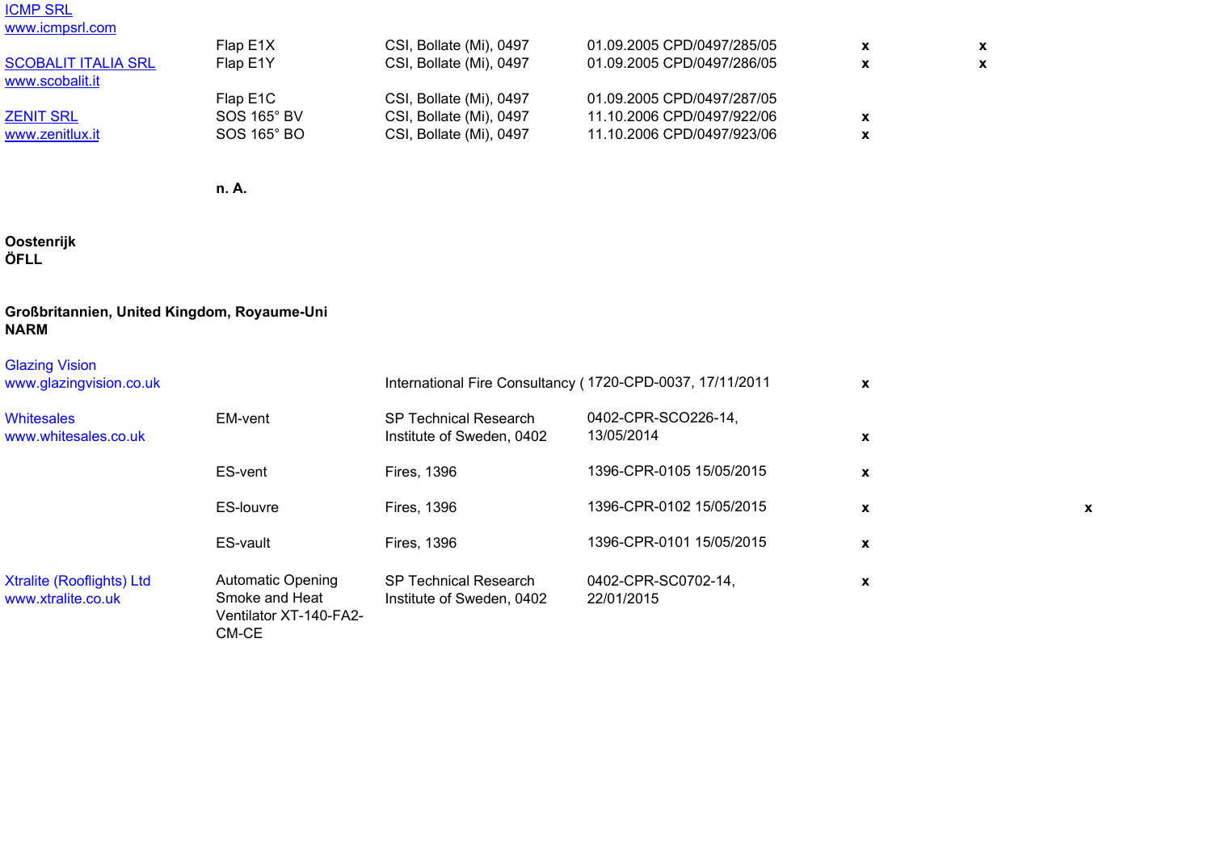| | | | | | | |
|---|---|---|---|---|---|---|
| ICMP SRL<br>www.icmpsrl.com | | | | | | |
| | Flap E1X | CSI, Bollate (Mi), 0497 | 01.09.2005 CPD/0497/285/05 | x | x | |
| SCOBALIT ITALIA SRL<br>www.scobalit.it | Flap E1Y | CSI, Bollate (Mi), 0497 | 01.09.2005 CPD/0497/286/05 | x | x | |
| | Flap E1C | CSI, Bollate (Mi), 0497 | 01.09.2005 CPD/0497/287/05 | | | |
| ZENIT SRL<br>www.zenitlux.it | SOS 165° BV | CSI, Bollate (Mi), 0497 | 11.10.2006 CPD/0497/922/06 | x | | |
| | SOS 165° BO | CSI, Bollate (Mi), 0497 | 11.10.2006 CPD/0497/923/06 | x | | |

**n. A.**

**Oostenrijk**
**ÖFLL**

**Großbritannien, United Kingdom, Royaume-Uni**
**NARM**

| | | | | | | |
|---|---|---|---|---|---|---|
| Glazing Vision<br>www.glazingvision.co.uk | | International Fire Consultancy ( | 1720-CPD-0037, 17/11/2011 | x | | |
| Whitesales<br>www.whitesales.co.uk | EM-vent | SP Technical Research Institute of Sweden, 0402 | 0402-CPR-SCO226-14, 13/05/2014 | x | | |
| | ES-vent | Fires, 1396 | 1396-CPR-0105 15/05/2015 | x | | |
| | ES-louvre | Fires, 1396 | 1396-CPR-0102 15/05/2015 | x | | x |
| | ES-vault | Fires, 1396 | 1396-CPR-0101 15/05/2015 | x | | |
| Xtralite (Rooflights) Ltd<br>www.xtralite.co.uk | Automatic Opening Smoke and Heat Ventilator XT-140-FA2-CM-CE | SP Technical Research Institute of Sweden, 0402 | 0402-CPR-SC0702-14, 22/01/2015 | x | | |